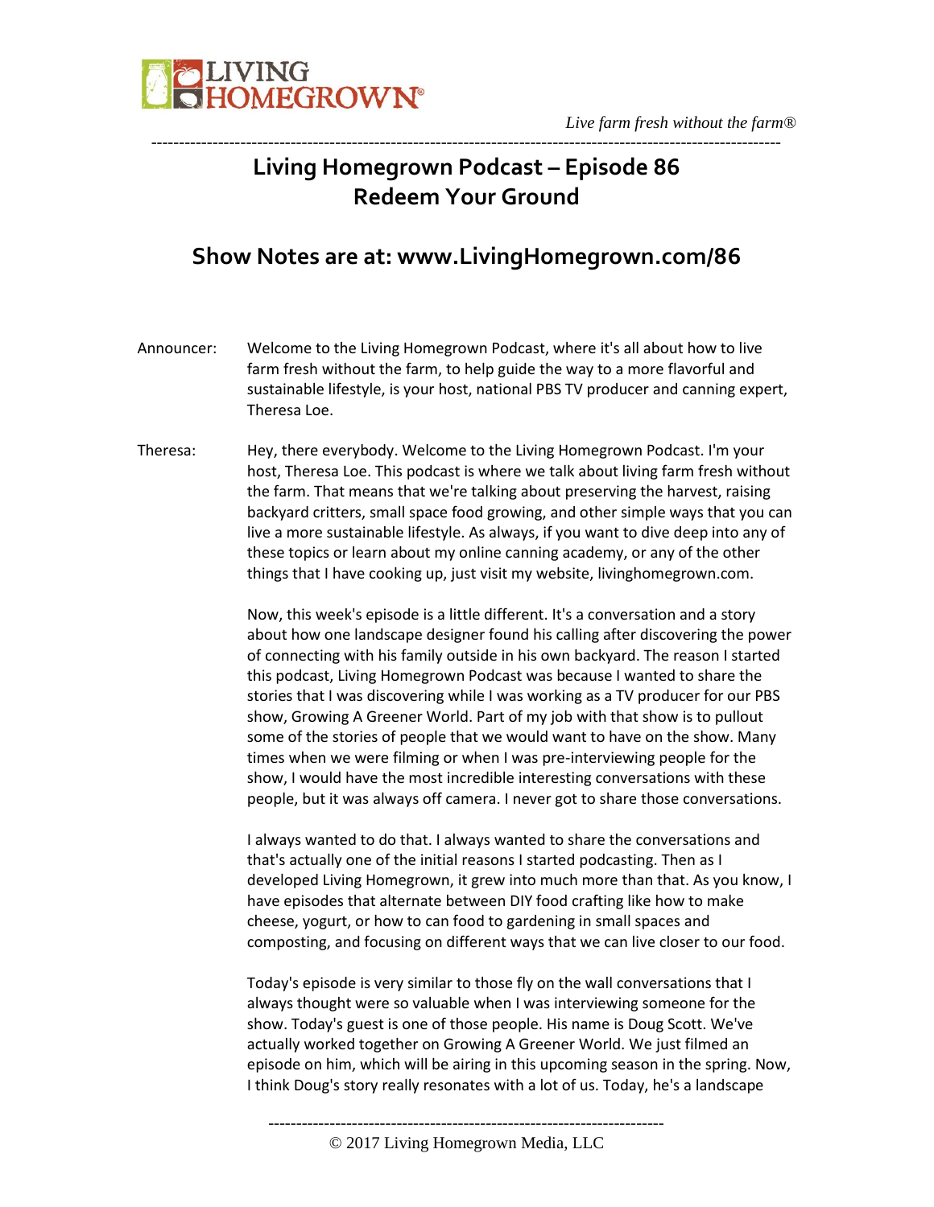# Living Homegrown Podcast – Episode 86
# Redeem Your Ground

## Show Notes are at: www.LivingHomegrown.com/86

Announcer: Welcome to the Living Homegrown Podcast, where it's all about how to live farm fresh without the farm, to help guide the way to a more flavorful and sustainable lifestyle, is your host, national PBS TV producer and canning expert, Theresa Loe.

Theresa: Hey, there everybody. Welcome to the Living Homegrown Podcast. I'm your host, Theresa Loe. This podcast is where we talk about living farm fresh without the farm. That means that we're talking about preserving the harvest, raising backyard critters, small space food growing, and other simple ways that you can live a more sustainable lifestyle. As always, if you want to dive deep into any of these topics or learn about my online canning academy, or any of the other things that I have cooking up, just visit my website, livinghomegrown.com.

Now, this week's episode is a little different. It's a conversation and a story about how one landscape designer found his calling after discovering the power of connecting with his family outside in his own backyard. The reason I started this podcast, Living Homegrown Podcast was because I wanted to share the stories that I was discovering while I was working as a TV producer for our PBS show, Growing A Greener World. Part of my job with that show is to pullout some of the stories of people that we would want to have on the show. Many times when we were filming or when I was pre-interviewing people for the show, I would have the most incredible interesting conversations with these people, but it was always off camera. I never got to share those conversations.

I always wanted to do that. I always wanted to share the conversations and that's actually one of the initial reasons I started podcasting. Then as I developed Living Homegrown, it grew into much more than that. As you know, I have episodes that alternate between DIY food crafting like how to make cheese, yogurt, or how to can food to gardening in small spaces and composting, and focusing on different ways that we can live closer to our food.

Today's episode is very similar to those fly on the wall conversations that I always thought were so valuable when I was interviewing someone for the show. Today's guest is one of those people. His name is Doug Scott. We've actually worked together on Growing A Greener World. We just filmed an episode on him, which will be airing in this upcoming season in the spring. Now, I think Doug's story really resonates with a lot of us. Today, he's a landscape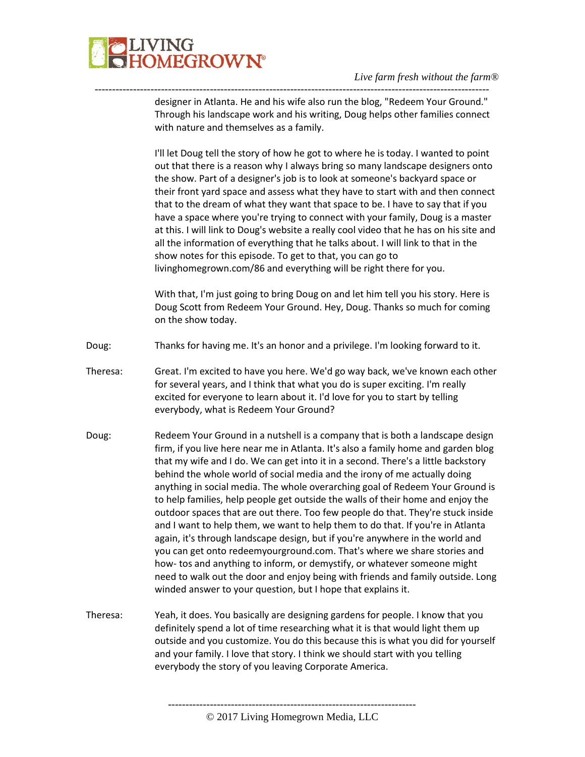designer in Atlanta. He and his wife also run the blog, "Redeem Your Ground." Through his landscape work and his writing, Doug helps other families connect with nature and themselves as a family.

I'll let Doug tell the story of how he got to where he is today. I wanted to point out that there is a reason why I always bring so many landscape designers onto the show. Part of a designer's job is to look at someone's backyard space or their front yard space and assess what they have to start with and then connect that to the dream of what they want that space to be. I have to say that if you have a space where you're trying to connect with your family, Doug is a master at this. I will link to Doug's website a really cool video that he has on his site and all the information of everything that he talks about. I will link to that in the show notes for this episode. To get to that, you can go to livinghomegrown.com/86 and everything will be right there for you.

With that, I'm just going to bring Doug on and let him tell you his story. Here is Doug Scott from Redeem Your Ground. Hey, Doug. Thanks so much for coming on the show today.

Doug: Thanks for having me. It's an honor and a privilege. I'm looking forward to it.

Theresa: Great. I'm excited to have you here. We'd go way back, we've known each other for several years, and I think that what you do is super exciting. I'm really excited for everyone to learn about it. I'd love for you to start by telling everybody, what is Redeem Your Ground?

Doug: Redeem Your Ground in a nutshell is a company that is both a landscape design firm, if you live here near me in Atlanta. It's also a family home and garden blog that my wife and I do. We can get into it in a second. There's a little backstory behind the whole world of social media and the irony of me actually doing anything in social media. The whole overarching goal of Redeem Your Ground is to help families, help people get outside the walls of their home and enjoy the outdoor spaces that are out there. Too few people do that. They're stuck inside and I want to help them, we want to help them to do that. If you're in Atlanta again, it's through landscape design, but if you're anywhere in the world and you can get onto redeemyourground.com. That's where we share stories and how- tos and anything to inform, or demystify, or whatever someone might need to walk out the door and enjoy being with friends and family outside. Long winded answer to your question, but I hope that explains it.

Theresa: Yeah, it does. You basically are designing gardens for people. I know that you definitely spend a lot of time researching what it is that would light them up outside and you customize. You do this because this is what you did for yourself and your family. I love that story. I think we should start with you telling everybody the story of you leaving Corporate America.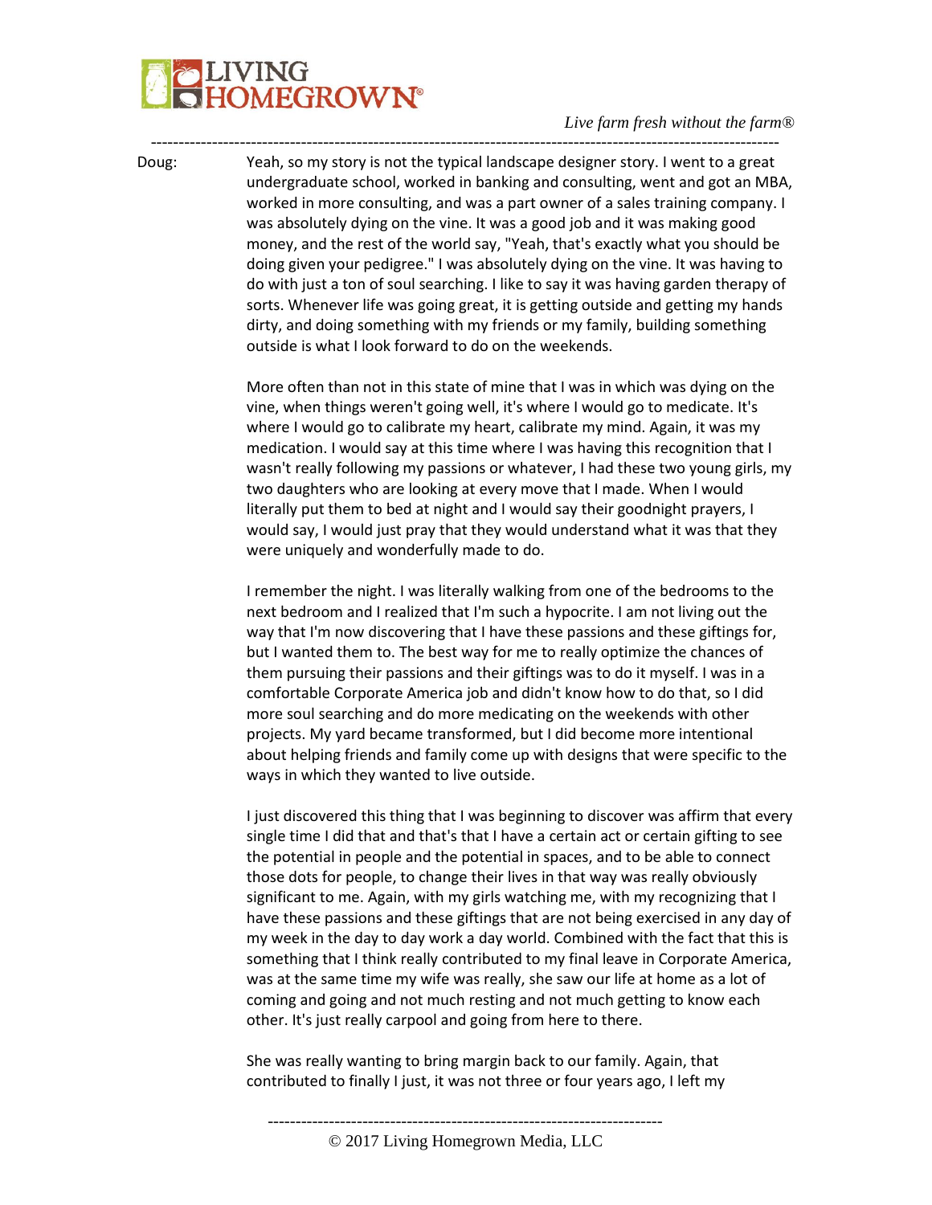Doug: Yeah, so my story is not the typical landscape designer story. I went to a great undergraduate school, worked in banking and consulting, went and got an MBA, worked in more consulting, and was a part owner of a sales training company. I was absolutely dying on the vine. It was a good job and it was making good money, and the rest of the world say, "Yeah, that's exactly what you should be doing given your pedigree." I was absolutely dying on the vine. It was having to do with just a ton of soul searching. I like to say it was having garden therapy of sorts. Whenever life was going great, it is getting outside and getting my hands dirty, and doing something with my friends or my family, building something outside is what I look forward to do on the weekends.

More often than not in this state of mine that I was in which was dying on the vine, when things weren't going well, it's where I would go to medicate. It's where I would go to calibrate my heart, calibrate my mind. Again, it was my medication. I would say at this time where I was having this recognition that I wasn't really following my passions or whatever, I had these two young girls, my two daughters who are looking at every move that I made. When I would literally put them to bed at night and I would say their goodnight prayers, I would say, I would just pray that they would understand what it was that they were uniquely and wonderfully made to do.

I remember the night. I was literally walking from one of the bedrooms to the next bedroom and I realized that I'm such a hypocrite. I am not living out the way that I'm now discovering that I have these passions and these giftings for, but I wanted them to. The best way for me to really optimize the chances of them pursuing their passions and their giftings was to do it myself. I was in a comfortable Corporate America job and didn't know how to do that, so I did more soul searching and do more medicating on the weekends with other projects. My yard became transformed, but I did become more intentional about helping friends and family come up with designs that were specific to the ways in which they wanted to live outside.

I just discovered this thing that I was beginning to discover was affirm that every single time I did that and that's that I have a certain act or certain gifting to see the potential in people and the potential in spaces, and to be able to connect those dots for people, to change their lives in that way was really obviously significant to me. Again, with my girls watching me, with my recognizing that I have these passions and these giftings that are not being exercised in any day of my week in the day to day work a day world. Combined with the fact that this is something that I think really contributed to my final leave in Corporate America, was at the same time my wife was really, she saw our life at home as a lot of coming and going and not much resting and not much getting to know each other. It's just really carpool and going from here to there.

She was really wanting to bring margin back to our family. Again, that contributed to finally I just, it was not three or four years ago, I left my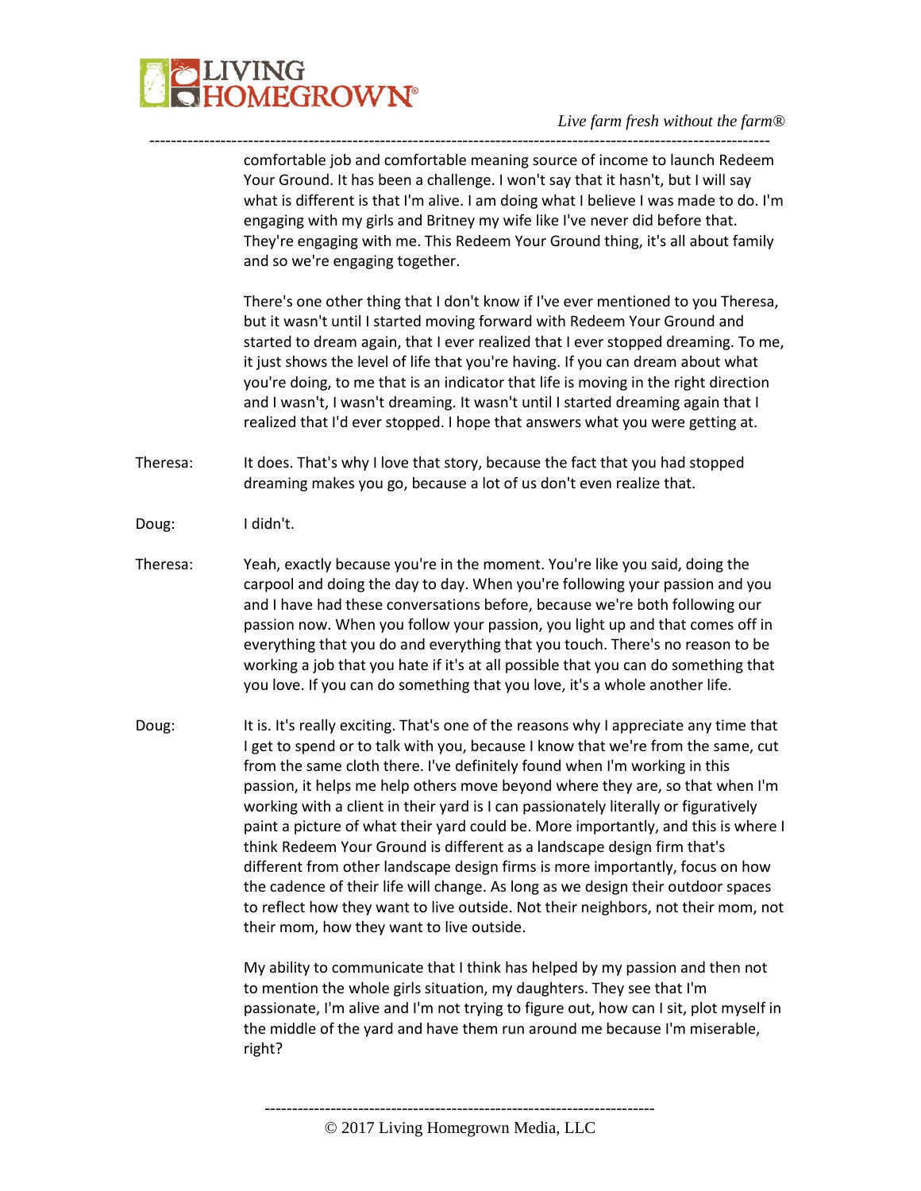comfortable job and comfortable meaning source of income to launch Redeem Your Ground. It has been a challenge. I won't say that it hasn't, but I will say what is different is that I'm alive. I am doing what I believe I was made to do. I'm engaging with my girls and Britney my wife like I've never did before that. They're engaging with me. This Redeem Your Ground thing, it's all about family and so we're engaging together.

There's one other thing that I don't know if I've ever mentioned to you Theresa, but it wasn't until I started moving forward with Redeem Your Ground and started to dream again, that I ever realized that I ever stopped dreaming. To me, it just shows the level of life that you're having. If you can dream about what you're doing, to me that is an indicator that life is moving in the right direction and I wasn't, I wasn't dreaming. It wasn't until I started dreaming again that I realized that I'd ever stopped. I hope that answers what you were getting at.

Theresa: It does. That's why I love that story, because the fact that you had stopped dreaming makes you go, because a lot of us don't even realize that.

Doug: I didn't.

Theresa: Yeah, exactly because you're in the moment. You're like you said, doing the carpool and doing the day to day. When you're following your passion and you and I have had these conversations before, because we're both following our passion now. When you follow your passion, you light up and that comes off in everything that you do and everything that you touch. There's no reason to be working a job that you hate if it's at all possible that you can do something that you love. If you can do something that you love, it's a whole another life.

Doug: It is. It's really exciting. That's one of the reasons why I appreciate any time that I get to spend or to talk with you, because I know that we're from the same, cut from the same cloth there. I've definitely found when I'm working in this passion, it helps me help others move beyond where they are, so that when I'm working with a client in their yard is I can passionately literally or figuratively paint a picture of what their yard could be. More importantly, and this is where I think Redeem Your Ground is different as a landscape design firm that's different from other landscape design firms is more importantly, focus on how the cadence of their life will change. As long as we design their outdoor spaces to reflect how they want to live outside. Not their neighbors, not their mom, not their mom, how they want to live outside.

My ability to communicate that I think has helped by my passion and then not to mention the whole girls situation, my daughters. They see that I'm passionate, I'm alive and I'm not trying to figure out, how can I sit, plot myself in the middle of the yard and have them run around me because I'm miserable, right?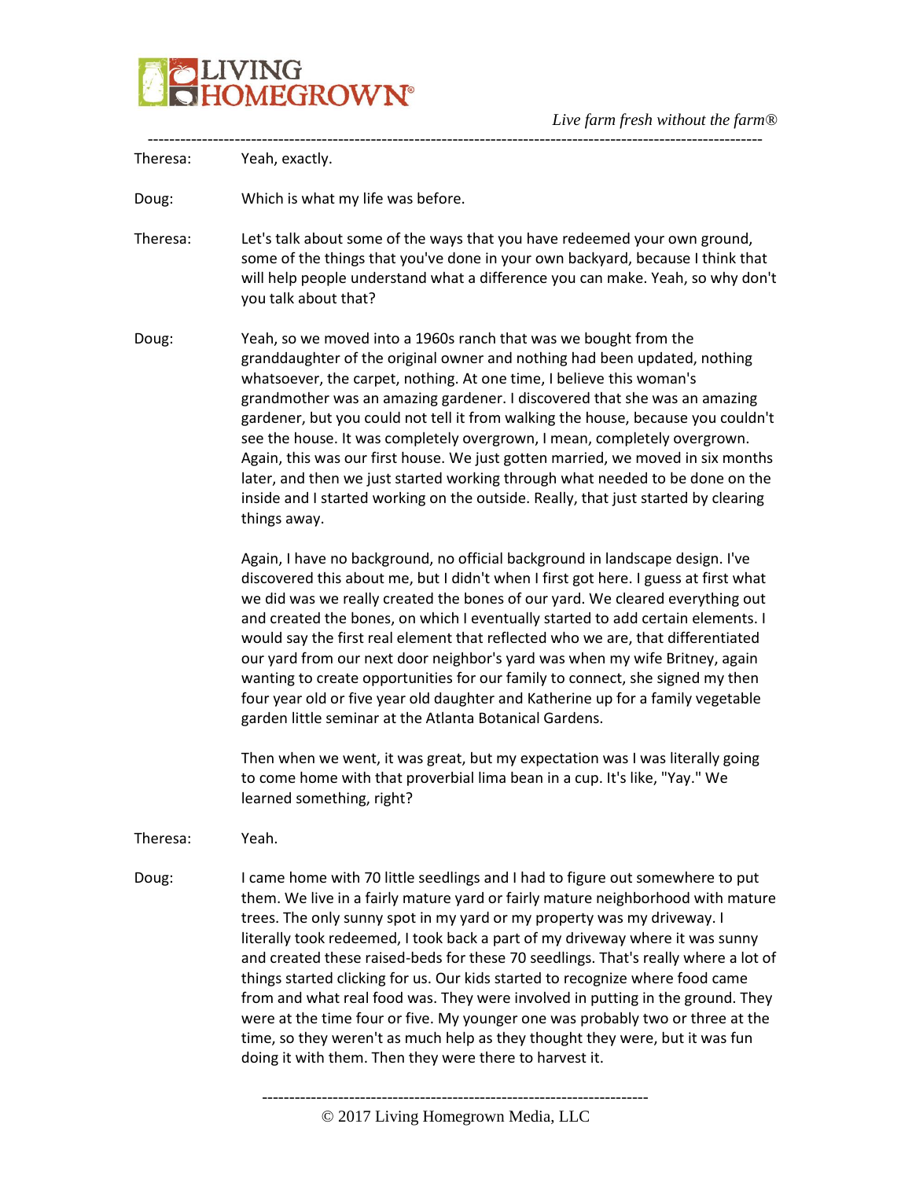Theresa: Yeah, exactly.

Doug: Which is what my life was before.

Theresa: Let's talk about some of the ways that you have redeemed your own ground, some of the things that you've done in your own backyard, because I think that will help people understand what a difference you can make. Yeah, so why don't you talk about that?

Doug: Yeah, so we moved into a 1960s ranch that was we bought from the granddaughter of the original owner and nothing had been updated, nothing whatsoever, the carpet, nothing. At one time, I believe this woman's grandmother was an amazing gardener. I discovered that she was an amazing gardener, but you could not tell it from walking the house, because you couldn't see the house. It was completely overgrown, I mean, completely overgrown. Again, this was our first house. We just gotten married, we moved in six months later, and then we just started working through what needed to be done on the inside and I started working on the outside. Really, that just started by clearing things away.

Again, I have no background, no official background in landscape design. I've discovered this about me, but I didn't when I first got here. I guess at first what we did was we really created the bones of our yard. We cleared everything out and created the bones, on which I eventually started to add certain elements. I would say the first real element that reflected who we are, that differentiated our yard from our next door neighbor's yard was when my wife Britney, again wanting to create opportunities for our family to connect, she signed my then four year old or five year old daughter and Katherine up for a family vegetable garden little seminar at the Atlanta Botanical Gardens.

Then when we went, it was great, but my expectation was I was literally going to come home with that proverbial lima bean in a cup. It's like, "Yay." We learned something, right?

Theresa: Yeah.

Doug: I came home with 70 little seedlings and I had to figure out somewhere to put them. We live in a fairly mature yard or fairly mature neighborhood with mature trees. The only sunny spot in my yard or my property was my driveway. I literally took redeemed, I took back a part of my driveway where it was sunny and created these raised-beds for these 70 seedlings. That's really where a lot of things started clicking for us. Our kids started to recognize where food came from and what real food was. They were involved in putting in the ground. They were at the time four or five. My younger one was probably two or three at the time, so they weren't as much help as they thought they were, but it was fun doing it with them. Then they were there to harvest it.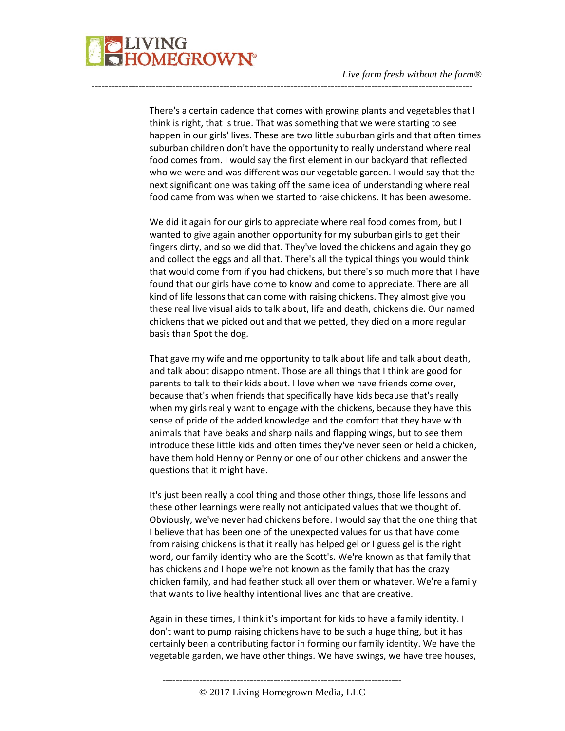There's a certain cadence that comes with growing plants and vegetables that I think is right, that is true. That was something that we were starting to see happen in our girls' lives. These are two little suburban girls and that often times suburban children don't have the opportunity to really understand where real food comes from. I would say the first element in our backyard that reflected who we were and was different was our vegetable garden. I would say that the next significant one was taking off the same idea of understanding where real food came from was when we started to raise chickens. It has been awesome.

We did it again for our girls to appreciate where real food comes from, but I wanted to give again another opportunity for my suburban girls to get their fingers dirty, and so we did that. They've loved the chickens and again they go and collect the eggs and all that. There's all the typical things you would think that would come from if you had chickens, but there's so much more that I have found that our girls have come to know and come to appreciate. There are all kind of life lessons that can come with raising chickens. They almost give you these real live visual aids to talk about, life and death, chickens die. Our named chickens that we picked out and that we petted, they died on a more regular basis than Spot the dog.

That gave my wife and me opportunity to talk about life and talk about death, and talk about disappointment. Those are all things that I think are good for parents to talk to their kids about. I love when we have friends come over, because that's when friends that specifically have kids because that's really when my girls really want to engage with the chickens, because they have this sense of pride of the added knowledge and the comfort that they have with animals that have beaks and sharp nails and flapping wings, but to see them introduce these little kids and often times they've never seen or held a chicken, have them hold Henny or Penny or one of our other chickens and answer the questions that it might have.

It's just been really a cool thing and those other things, those life lessons and these other learnings were really not anticipated values that we thought of. Obviously, we've never had chickens before. I would say that the one thing that I believe that has been one of the unexpected values for us that have come from raising chickens is that it really has helped gel or I guess gel is the right word, our family identity who are the Scott's. We're known as that family that has chickens and I hope we're not known as the family that has the crazy chicken family, and had feather stuck all over them or whatever. We're a family that wants to live healthy intentional lives and that are creative.

Again in these times, I think it's important for kids to have a family identity. I don't want to pump raising chickens have to be such a huge thing, but it has certainly been a contributing factor in forming our family identity. We have the vegetable garden, we have other things. We have swings, we have tree houses,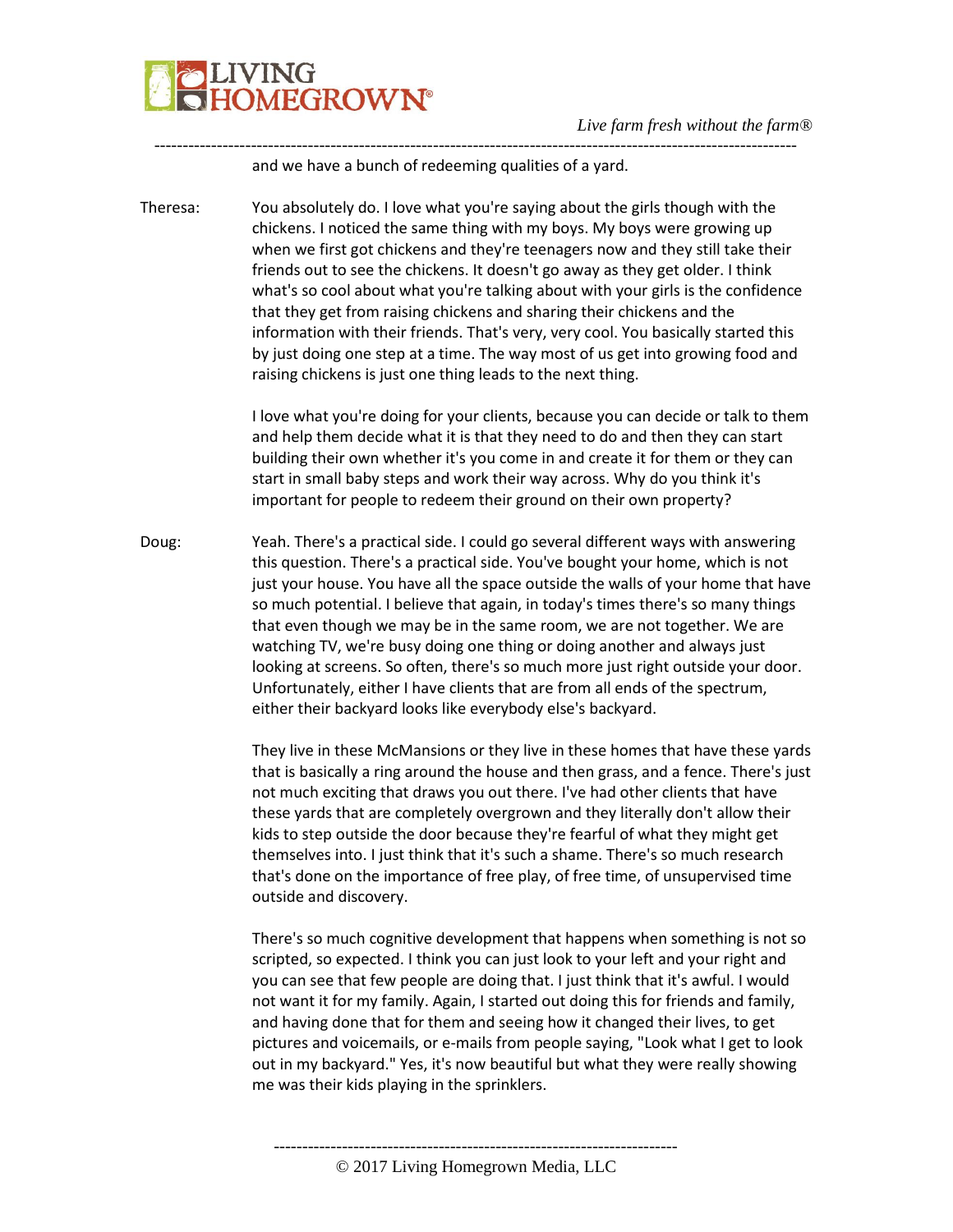and we have a bunch of redeeming qualities of a yard.

Theresa: You absolutely do. I love what you're saying about the girls though with the chickens. I noticed the same thing with my boys. My boys were growing up when we first got chickens and they're teenagers now and they still take their friends out to see the chickens. It doesn't go away as they get older. I think what's so cool about what you're talking about with your girls is the confidence that they get from raising chickens and sharing their chickens and the information with their friends. That's very, very cool. You basically started this by just doing one step at a time. The way most of us get into growing food and raising chickens is just one thing leads to the next thing.

I love what you're doing for your clients, because you can decide or talk to them and help them decide what it is that they need to do and then they can start building their own whether it's you come in and create it for them or they can start in small baby steps and work their way across. Why do you think it's important for people to redeem their ground on their own property?

Doug: Yeah. There's a practical side. I could go several different ways with answering this question. There's a practical side. You've bought your home, which is not just your house. You have all the space outside the walls of your home that have so much potential. I believe that again, in today's times there's so many things that even though we may be in the same room, we are not together. We are watching TV, we're busy doing one thing or doing another and always just looking at screens. So often, there's so much more just right outside your door. Unfortunately, either I have clients that are from all ends of the spectrum, either their backyard looks like everybody else's backyard.

They live in these McMansions or they live in these homes that have these yards that is basically a ring around the house and then grass, and a fence. There's just not much exciting that draws you out there. I've had other clients that have these yards that are completely overgrown and they literally don't allow their kids to step outside the door because they're fearful of what they might get themselves into. I just think that it's such a shame. There's so much research that's done on the importance of free play, of free time, of unsupervised time outside and discovery.

There's so much cognitive development that happens when something is not so scripted, so expected. I think you can just look to your left and your right and you can see that few people are doing that. I just think that it's awful. I would not want it for my family. Again, I started out doing this for friends and family, and having done that for them and seeing how it changed their lives, to get pictures and voicemails, or e-mails from people saying, "Look what I get to look out in my backyard." Yes, it's now beautiful but what they were really showing me was their kids playing in the sprinklers.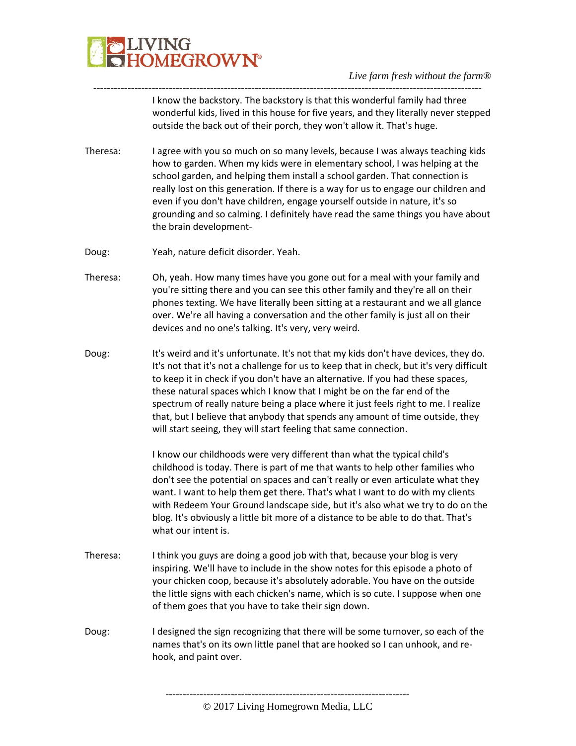I know the backstory. The backstory is that this wonderful family had three wonderful kids, lived in this house for five years, and they literally never stepped outside the back out of their porch, they won't allow it. That's huge.

Theresa: I agree with you so much on so many levels, because I was always teaching kids how to garden. When my kids were in elementary school, I was helping at the school garden, and helping them install a school garden. That connection is really lost on this generation. If there is a way for us to engage our children and even if you don't have children, engage yourself outside in nature, it's so grounding and so calming. I definitely have read the same things you have about the brain development-

Doug: Yeah, nature deficit disorder. Yeah.

Theresa: Oh, yeah. How many times have you gone out for a meal with your family and you're sitting there and you can see this other family and they're all on their phones texting. We have literally been sitting at a restaurant and we all glance over. We're all having a conversation and the other family is just all on their devices and no one's talking. It's very, very weird.

Doug: It's weird and it's unfortunate. It's not that my kids don't have devices, they do. It's not that it's not a challenge for us to keep that in check, but it's very difficult to keep it in check if you don't have an alternative. If you had these spaces, these natural spaces which I know that I might be on the far end of the spectrum of really nature being a place where it just feels right to me. I realize that, but I believe that anybody that spends any amount of time outside, they will start seeing, they will start feeling that same connection.

I know our childhoods were very different than what the typical child's childhood is today. There is part of me that wants to help other families who don't see the potential on spaces and can't really or even articulate what they want. I want to help them get there. That's what I want to do with my clients with Redeem Your Ground landscape side, but it's also what we try to do on the blog. It's obviously a little bit more of a distance to be able to do that. That's what our intent is.

Theresa: I think you guys are doing a good job with that, because your blog is very inspiring. We'll have to include in the show notes for this episode a photo of your chicken coop, because it's absolutely adorable. You have on the outside the little signs with each chicken's name, which is so cute. I suppose when one of them goes that you have to take their sign down.

Doug: I designed the sign recognizing that there will be some turnover, so each of the names that's on its own little panel that are hooked so I can unhook, and re-hook, and paint over.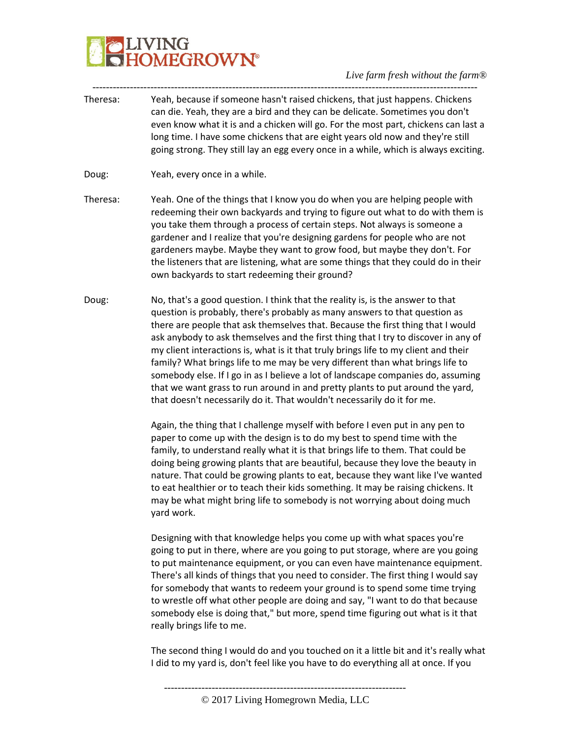Theresa: Yeah, because if someone hasn't raised chickens, that just happens. Chickens can die. Yeah, they are a bird and they can be delicate. Sometimes you don't even know what it is and a chicken will go. For the most part, chickens can last a long time. I have some chickens that are eight years old now and they're still going strong. They still lay an egg every once in a while, which is always exciting.

Doug: Yeah, every once in a while.

Theresa: Yeah. One of the things that I know you do when you are helping people with redeeming their own backyards and trying to figure out what to do with them is you take them through a process of certain steps. Not always is someone a gardener and I realize that you're designing gardens for people who are not gardeners maybe. Maybe they want to grow food, but maybe they don't. For the listeners that are listening, what are some things that they could do in their own backyards to start redeeming their ground?

Doug: No, that's a good question. I think that the reality is, is the answer to that question is probably, there's probably as many answers to that question as there are people that ask themselves that. Because the first thing that I would ask anybody to ask themselves and the first thing that I try to discover in any of my client interactions is, what is it that truly brings life to my client and their family? What brings life to me may be very different than what brings life to somebody else. If I go in as I believe a lot of landscape companies do, assuming that we want grass to run around in and pretty plants to put around the yard, that doesn't necessarily do it. That wouldn't necessarily do it for me.

Again, the thing that I challenge myself with before I even put in any pen to paper to come up with the design is to do my best to spend time with the family, to understand really what it is that brings life to them. That could be doing being growing plants that are beautiful, because they love the beauty in nature. That could be growing plants to eat, because they want like I've wanted to eat healthier or to teach their kids something. It may be raising chickens. It may be what might bring life to somebody is not worrying about doing much yard work.

Designing with that knowledge helps you come up with what spaces you're going to put in there, where are you going to put storage, where are you going to put maintenance equipment, or you can even have maintenance equipment. There's all kinds of things that you need to consider. The first thing I would say for somebody that wants to redeem your ground is to spend some time trying to wrestle off what other people are doing and say, "I want to do that because somebody else is doing that," but more, spend time figuring out what is it that really brings life to me.

The second thing I would do and you touched on it a little bit and it's really what I did to my yard is, don't feel like you have to do everything all at once. If you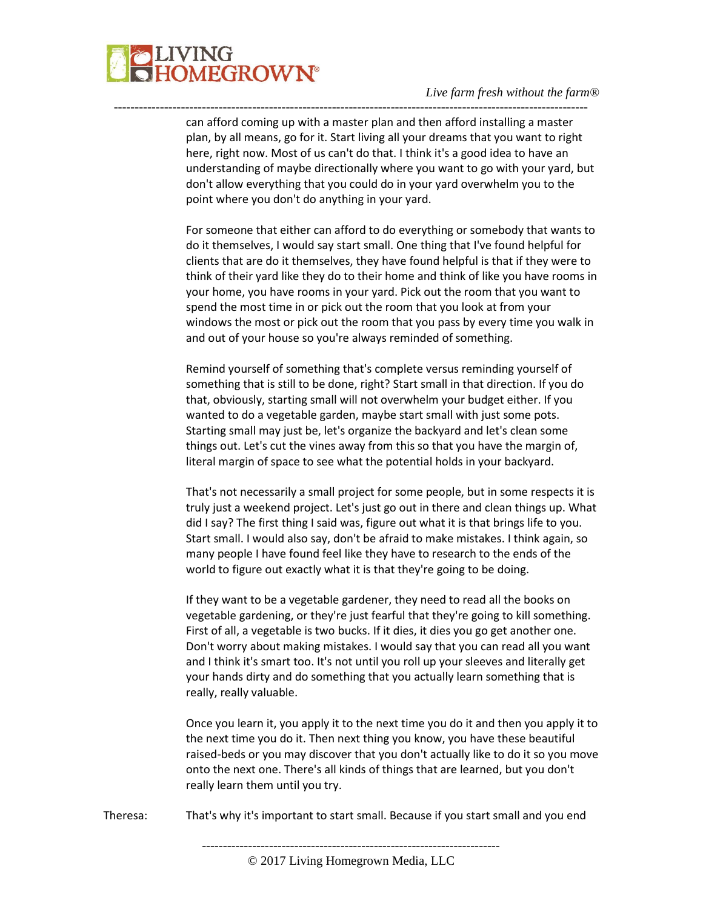can afford coming up with a master plan and then afford installing a master plan, by all means, go for it. Start living all your dreams that you want to right here, right now. Most of us can't do that. I think it's a good idea to have an understanding of maybe directionally where you want to go with your yard, but don't allow everything that you could do in your yard overwhelm you to the point where you don't do anything in your yard.

For someone that either can afford to do everything or somebody that wants to do it themselves, I would say start small. One thing that I've found helpful for clients that are do it themselves, they have found helpful is that if they were to think of their yard like they do to their home and think of like you have rooms in your home, you have rooms in your yard. Pick out the room that you want to spend the most time in or pick out the room that you look at from your windows the most or pick out the room that you pass by every time you walk in and out of your house so you're always reminded of something.

Remind yourself of something that's complete versus reminding yourself of something that is still to be done, right? Start small in that direction. If you do that, obviously, starting small will not overwhelm your budget either. If you wanted to do a vegetable garden, maybe start small with just some pots. Starting small may just be, let's organize the backyard and let's clean some things out. Let's cut the vines away from this so that you have the margin of, literal margin of space to see what the potential holds in your backyard.

That's not necessarily a small project for some people, but in some respects it is truly just a weekend project. Let's just go out in there and clean things up. What did I say? The first thing I said was, figure out what it is that brings life to you. Start small. I would also say, don't be afraid to make mistakes. I think again, so many people I have found feel like they have to research to the ends of the world to figure out exactly what it is that they're going to be doing.

If they want to be a vegetable gardener, they need to read all the books on vegetable gardening, or they're just fearful that they're going to kill something. First of all, a vegetable is two bucks. If it dies, it dies you go get another one. Don't worry about making mistakes. I would say that you can read all you want and I think it's smart too. It's not until you roll up your sleeves and literally get your hands dirty and do something that you actually learn something that is really, really valuable.

Once you learn it, you apply it to the next time you do it and then you apply it to the next time you do it. Then next thing you know, you have these beautiful raised-beds or you may discover that you don't actually like to do it so you move onto the next one. There's all kinds of things that are learned, but you don't really learn them until you try.

Theresa: That's why it's important to start small. Because if you start small and you end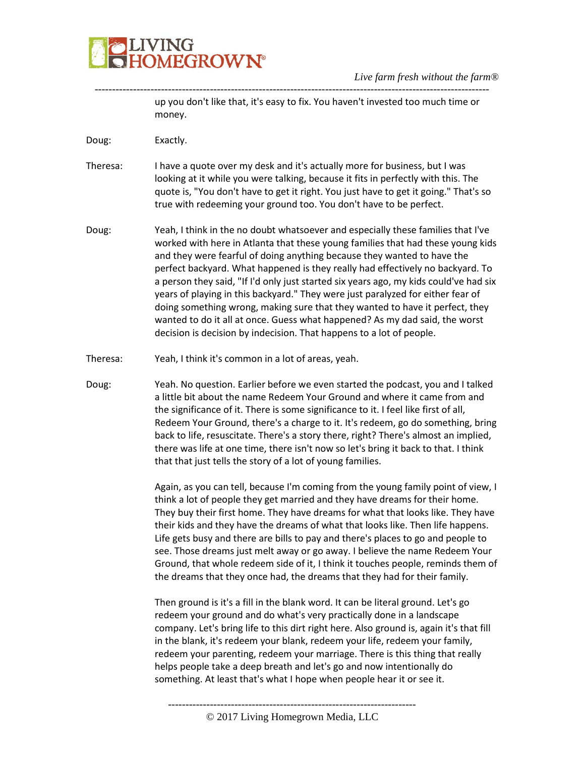up you don't like that, it's easy to fix. You haven't invested too much time or money.

Doug: Exactly.

Theresa: I have a quote over my desk and it's actually more for business, but I was looking at it while you were talking, because it fits in perfectly with this. The quote is, "You don't have to get it right. You just have to get it going." That's so true with redeeming your ground too. You don't have to be perfect.

Doug: Yeah, I think in the no doubt whatsoever and especially these families that I've worked with here in Atlanta that these young families that had these young kids and they were fearful of doing anything because they wanted to have the perfect backyard. What happened is they really had effectively no backyard. To a person they said, "If I'd only just started six years ago, my kids could've had six years of playing in this backyard." They were just paralyzed for either fear of doing something wrong, making sure that they wanted to have it perfect, they wanted to do it all at once. Guess what happened? As my dad said, the worst decision is decision by indecision. That happens to a lot of people.

Theresa: Yeah, I think it's common in a lot of areas, yeah.

Doug: Yeah. No question. Earlier before we even started the podcast, you and I talked a little bit about the name Redeem Your Ground and where it came from and the significance of it. There is some significance to it. I feel like first of all, Redeem Your Ground, there's a charge to it. It's redeem, go do something, bring back to life, resuscitate. There's a story there, right? There's almost an implied, there was life at one time, there isn't now so let's bring it back to that. I think that that just tells the story of a lot of young families.

Again, as you can tell, because I'm coming from the young family point of view, I think a lot of people they get married and they have dreams for their home. They buy their first home. They have dreams for what that looks like. They have their kids and they have the dreams of what that looks like. Then life happens. Life gets busy and there are bills to pay and there's places to go and people to see. Those dreams just melt away or go away. I believe the name Redeem Your Ground, that whole redeem side of it, I think it touches people, reminds them of the dreams that they once had, the dreams that they had for their family.

Then ground is it's a fill in the blank word. It can be literal ground. Let's go redeem your ground and do what's very practically done in a landscape company. Let's bring life to this dirt right here. Also ground is, again it's that fill in the blank, it's redeem your blank, redeem your life, redeem your family, redeem your parenting, redeem your marriage. There is this thing that really helps people take a deep breath and let's go and now intentionally do something. At least that's what I hope when people hear it or see it.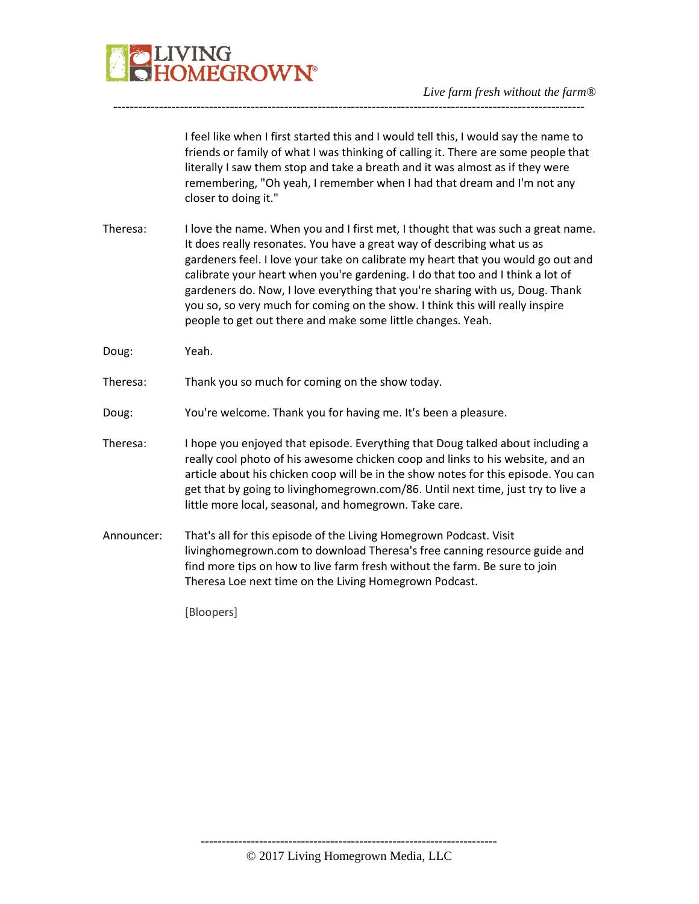I feel like when I first started this and I would tell this, I would say the name to friends or family of what I was thinking of calling it. There are some people that literally I saw them stop and take a breath and it was almost as if they were remembering, "Oh yeah, I remember when I had that dream and I'm not any closer to doing it."

Theresa: I love the name. When you and I first met, I thought that was such a great name. It does really resonates. You have a great way of describing what us as gardeners feel. I love your take on calibrate my heart that you would go out and calibrate your heart when you're gardening. I do that too and I think a lot of gardeners do. Now, I love everything that you're sharing with us, Doug. Thank you so, so very much for coming on the show. I think this will really inspire people to get out there and make some little changes. Yeah.

Doug: Yeah.

Theresa: Thank you so much for coming on the show today.

Doug: You're welcome. Thank you for having me. It's been a pleasure.

Theresa: I hope you enjoyed that episode. Everything that Doug talked about including a really cool photo of his awesome chicken coop and links to his website, and an article about his chicken coop will be in the show notes for this episode. You can get that by going to livinghomegrown.com/86. Until next time, just try to live a little more local, seasonal, and homegrown. Take care.

Announcer: That's all for this episode of the Living Homegrown Podcast. Visit livinghomegrown.com to download Theresa's free canning resource guide and find more tips on how to live farm fresh without the farm. Be sure to join Theresa Loe next time on the Living Homegrown Podcast.

[Bloopers]